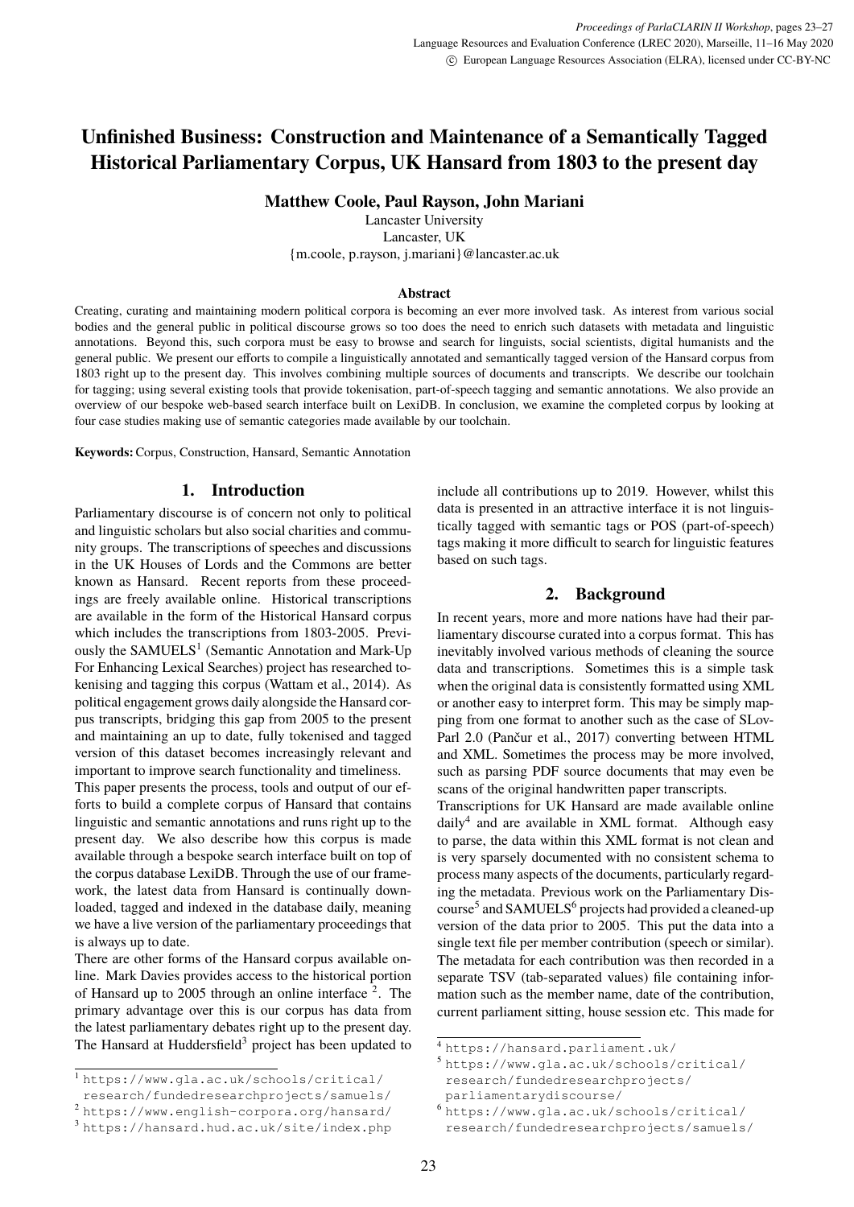# Unfinished Business: Construction and Maintenance of a Semantically Tagged Historical Parliamentary Corpus, UK Hansard from 1803 to the present day

**Matthew Coole, Paul Rayson, John Mariani**

Lancaster University
Lancaster, UK
{m.coole, p.rayson, j.mariani}@lancaster.ac.uk

### Abstract

Creating, curating and maintaining modern political corpora is becoming an ever more involved task. As interest from various social bodies and the general public in political discourse grows so too does the need to enrich such datasets with metadata and linguistic annotations. Beyond this, such corpora must be easy to browse and search for linguists, social scientists, digital humanists and the general public. We present our efforts to compile a linguistically annotated and semantically tagged version of the Hansard corpus from 1803 right up to the present day. This involves combining multiple sources of documents and transcripts. We describe our toolchain for tagging; using several existing tools that provide tokenisation, part-of-speech tagging and semantic annotations. We also provide an overview of our bespoke web-based search interface built on LexiDB. In conclusion, we examine the completed corpus by looking at four case studies making use of semantic categories made available by our toolchain.

**Keywords:** Corpus, Construction, Hansard, Semantic Annotation

## 1. Introduction

Parliamentary discourse is of concern not only to political and linguistic scholars but also social charities and community groups. The transcriptions of speeches and discussions in the UK Houses of Lords and the Commons are better known as Hansard. Recent reports from these proceedings are freely available online. Historical transcriptions are available in the form of the Historical Hansard corpus which includes the transcriptions from 1803-2005. Previously the SAMUELS[1] (Semantic Annotation and Mark-Up For Enhancing Lexical Searches) project has researched tokenising and tagging this corpus (Wattam et al., 2014). As political engagement grows daily alongside the Hansard corpus transcripts, bridging this gap from 2005 to the present and maintaining an up to date, fully tokenised and tagged version of this dataset becomes increasingly relevant and important to improve search functionality and timeliness.

This paper presents the process, tools and output of our efforts to build a complete corpus of Hansard that contains linguistic and semantic annotations and runs right up to the present day. We also describe how this corpus is made available through a bespoke search interface built on top of the corpus database LexiDB. Through the use of our framework, the latest data from Hansard is continually downloaded, tagged and indexed in the database daily, meaning we have a live version of the parliamentary proceedings that is always up to date.

There are other forms of the Hansard corpus available online. Mark Davies provides access to the historical portion of Hansard up to 2005 through an online interface [2]. The primary advantage over this is our corpus has data from the latest parliamentary debates right up to the present day. The Hansard at Huddersfield[3] project has been updated to include all contributions up to 2019. However, whilst this data is presented in an attractive interface it is not linguistically tagged with semantic tags or POS (part-of-speech) tags making it more difficult to search for linguistic features based on such tags.

## 2. Background

In recent years, more and more nations have had their parliamentary discourse curated into a corpus format. This has inevitably involved various methods of cleaning the source data and transcriptions. Sometimes this is a simple task when the original data is consistently formatted using XML or another easy to interpret form. This may be simply mapping from one format to another such as the case of SLovParl 2.0 (Pančur et al., 2017) converting between HTML and XML. Sometimes the process may be more involved, such as parsing PDF source documents that may even be scans of the original handwritten paper transcripts.

Transcriptions for UK Hansard are made available online daily[4] and are available in XML format. Although easy to parse, the data within this XML format is not clean and is very sparsely documented with no consistent schema to process many aspects of the documents, particularly regarding the metadata. Previous work on the Parliamentary Discourse[5] and SAMUELS[6] projects had provided a cleaned-up version of the data prior to 2005. This put the data into a single text file per member contribution (speech or similar). The metadata for each contribution was then recorded in a separate TSV (tab-separated values) file containing information such as the member name, date of the contribution, current parliament sitting, house session etc. This made for

[1] https://www.gla.ac.uk/schools/critical/research/fundedresearchprojects/samuels/

[2] https://www.english-corpora.org/hansard/

[3] https://hansard.hud.ac.uk/site/index.php

[4] https://hansard.parliament.uk/

[5] https://www.gla.ac.uk/schools/critical/research/fundedresearchprojects/parliamentarydiscourse/

[6] https://www.gla.ac.uk/schools/critical/research/fundedresearchprojects/samuels/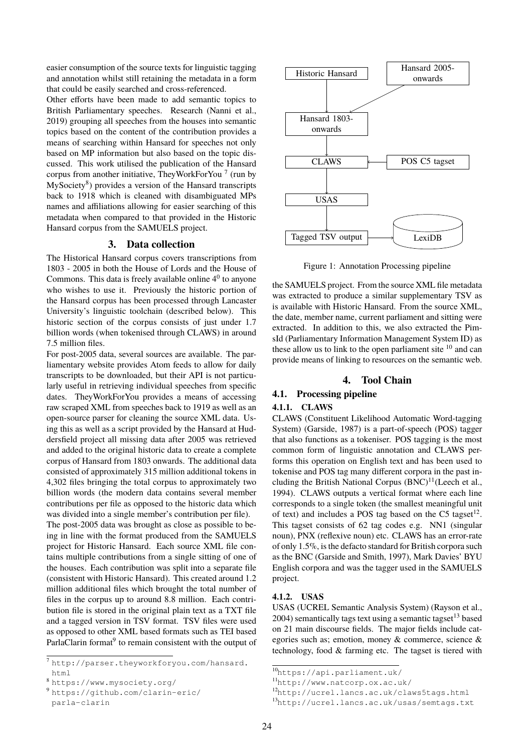easier consumption of the source texts for linguistic tagging and annotation whilst still retaining the metadata in a form that could be easily searched and cross-referenced.

Other efforts have been made to add semantic topics to British Parliamentary speeches. Research (Nanni et al., 2019) grouping all speeches from the houses into semantic topics based on the content of the contribution provides a means of searching within Hansard for speeches not only based on MP information but also based on the topic discussed. This work utilised the publication of the Hansard corpus from another initiative, TheyWorkForYou [7] (run by MySociety[8]) provides a version of the Hansard transcripts back to 1918 which is cleaned with disambiguated MPs names and affiliations allowing for easier searching of this metadata when compared to that provided in the Historic Hansard corpus from the SAMUELS project.

## 3. Data collection

The Historical Hansard corpus covers transcriptions from 1803 - 2005 in both the House of Lords and the House of Commons. This data is freely available online 4[0] to anyone who wishes to use it. Previously the historic portion of the Hansard corpus has been processed through Lancaster University's linguistic toolchain (described below). This historic section of the corpus consists of just under 1.7 billion words (when tokenised through CLAWS) in around 7.5 million files.

For post-2005 data, several sources are available. The parliamentary website provides Atom feeds to allow for daily transcripts to be downloaded, but their API is not particularly useful in retrieving individual speeches from specific dates. TheyWorkForYou provides a means of accessing raw scraped XML from speeches back to 1919 as well as an open-source parser for cleaning the source XML data. Using this as well as a script provided by the Hansard at Huddersfield project all missing data after 2005 was retrieved and added to the original historic data to create a complete corpus of Hansard from 1803 onwards. The additional data consisted of approximately 315 million additional tokens in 4,302 files bringing the total corpus to approximately two billion words (the modern data contains several member contributions per file as opposed to the historic data which was divided into a single member's contribution per file).

The post-2005 data was brought as close as possible to being in line with the format produced from the SAMUELS project for Historic Hansard. Each source XML file contains multiple contributions from a single sitting of one of the houses. Each contribution was split into a separate file (consistent with Historic Hansard). This created around 1.2 million additional files which brought the total number of files in the corpus up to around 8.8 million. Each contribution file is stored in the original plain text as a TXT file and a tagged version in TSV format. TSV files were used as opposed to other XML based formats such as TEI based ParlaClarin format[9] to remain consistent with the output of the SAMUELS project. From the source XML file metadata was extracted to produce a similar supplementary TSV as is available with Historic Hansard. From the source XML, the date, member name, current parliament and sitting were extracted. In addition to this, we also extracted the PimsId (Parliamentary Information Management System ID) as these allow us to link to the open parliament site [10] and can provide means of linking to resources on the semantic web.

Figure 1: Annotation Processing pipeline

## 4. Tool Chain

### 4.1. Processing pipeline

#### 4.1.1. CLAWS

CLAWS (Constituent Likelihood Automatic Word-tagging System) (Garside, 1987) is a part-of-speech (POS) tagger that also functions as a tokeniser. POS tagging is the most common form of linguistic annotation and CLAWS performs this operation on English text and has been used to tokenise and POS tag many different corpora in the past including the British National Corpus (BNC)[11](Leech et al., 1994). CLAWS outputs a vertical format where each line corresponds to a single token (the smallest meaningful unit of text) and includes a POS tag based on the C5 tagset[12]. This tagset consists of 62 tag codes e.g. NN1 (singular noun), PNX (reflexive noun) etc. CLAWS has an error-rate of only 1.5%, is the defacto standard for British corpora such as the BNC (Garside and Smith, 1997), Mark Davies' BYU English corpora and was the tagger used in the SAMUELS project.

#### 4.1.2. USAS

USAS (UCREL Semantic Analysis System) (Rayson et al., 2004) semantically tags text using a semantic tagset[13] based on 21 main discourse fields. The major fields include categories such as; emotion, money & commerce, science & technology, food & farming etc. The tagset is tiered with

[7] http://parser.theyworkforyou.com/hansard.html

[8] https://www.mysociety.org/

[9] https://github.com/clarin-eric/parla-clarin

[10] https://api.parliament.uk/

[11] http://www.natcorp.ox.ac.uk/

[12] http://ucrel.lancs.ac.uk/claws5tags.html

[13] http://ucrel.lancs.ac.uk/usas/semtags.txt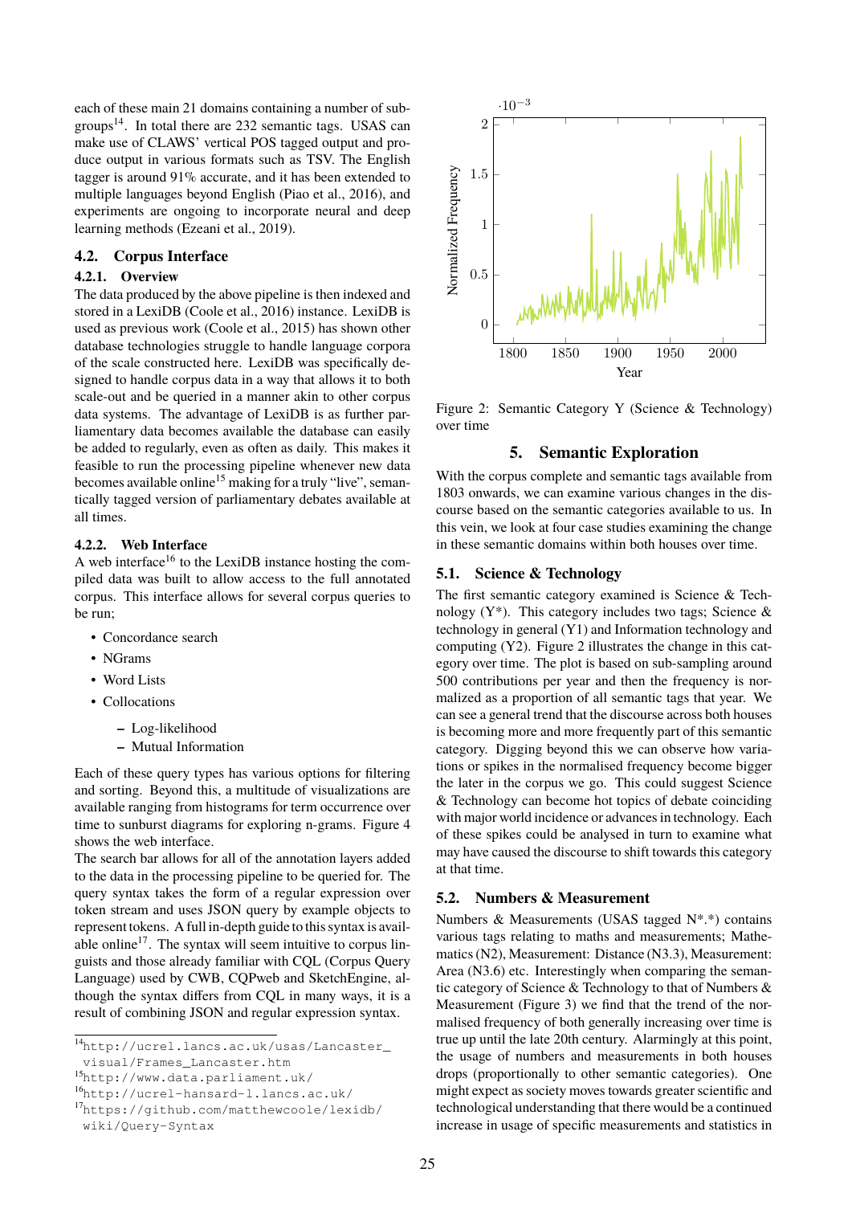each of these main 21 domains containing a number of subgroups[14]. In total there are 232 semantic tags. USAS can make use of CLAWS' vertical POS tagged output and produce output in various formats such as TSV. The English tagger is around 91% accurate, and it has been extended to multiple languages beyond English (Piao et al., 2016), and experiments are ongoing to incorporate neural and deep learning methods (Ezeani et al., 2019).

## 4.2. Corpus Interface

### 4.2.1. Overview

The data produced by the above pipeline is then indexed and stored in a LexiDB (Coole et al., 2016) instance. LexiDB is used as previous work (Coole et al., 2015) has shown other database technologies struggle to handle language corpora of the scale constructed here. LexiDB was specifically designed to handle corpus data in a way that allows it to both scale-out and be queried in a manner akin to other corpus data systems. The advantage of LexiDB is as further parliamentary data becomes available the database can easily be added to regularly, even as often as daily. This makes it feasible to run the processing pipeline whenever new data becomes available online[15] making for a truly "live", semantically tagged version of parliamentary debates available at all times.

### 4.2.2. Web Interface

A web interface[16] to the LexiDB instance hosting the compiled data was built to allow access to the full annotated corpus. This interface allows for several corpus queries to be run;

- Concordance search
- NGrams
- Word Lists
- Collocations
  - Log-likelihood
  - Mutual Information

Each of these query types has various options for filtering and sorting. Beyond this, a multitude of visualizations are available ranging from histograms for term occurrence over time to sunburst diagrams for exploring n-grams. Figure 4 shows the web interface.

The search bar allows for all of the annotation layers added to the data in the processing pipeline to be queried for. The query syntax takes the form of a regular expression over token stream and uses JSON query by example objects to represent tokens. A full in-depth guide to this syntax is available online[17]. The syntax will seem intuitive to corpus linguists and those already familiar with CQL (Corpus Query Language) used by CWB, CQPweb and SketchEngine, although the syntax differs from CQL in many ways, it is a result of combining JSON and regular expression syntax.

[14] http://ucrel.lancs.ac.uk/usas/Lancaster_visual/Frames_Lancaster.htm

[15] http://www.data.parliament.uk/

[16] http://ucrel-hansard-1.lancs.ac.uk/

[17] https://github.com/matthewcoole/lexidb/wiki/Query-Syntax

Figure 2: Semantic Category Y (Science & Technology) over time

# 5. Semantic Exploration

With the corpus complete and semantic tags available from 1803 onwards, we can examine various changes in the discourse based on the semantic categories available to us. In this vein, we look at four case studies examining the change in these semantic domains within both houses over time.

## 5.1. Science & Technology

The first semantic category examined is Science & Technology (Y*). This category includes two tags; Science & technology in general (Y1) and Information technology and computing (Y2). Figure 2 illustrates the change in this category over time. The plot is based on sub-sampling around 500 contributions per year and then the frequency is normalized as a proportion of all semantic tags that year. We can see a general trend that the discourse across both houses is becoming more and more frequently part of this semantic category. Digging beyond this we can observe how variations or spikes in the normalised frequency become bigger the later in the corpus we go. This could suggest Science & Technology can become hot topics of debate coinciding with major world incidence or advances in technology. Each of these spikes could be analysed in turn to examine what may have caused the discourse to shift towards this category at that time.

## 5.2. Numbers & Measurement

Numbers & Measurements (USAS tagged N*.*) contains various tags relating to maths and measurements; Mathematics (N2), Measurement: Distance (N3.3), Measurement: Area (N3.6) etc. Interestingly when comparing the semantic category of Science & Technology to that of Numbers & Measurement (Figure 3) we find that the trend of the normalised frequency of both generally increasing over time is true up until the late 20th century. Alarmingly at this point, the usage of numbers and measurements in both houses drops (proportionally to other semantic categories). One might expect as society moves towards greater scientific and technological understanding that there would be a continued increase in usage of specific measurements and statistics in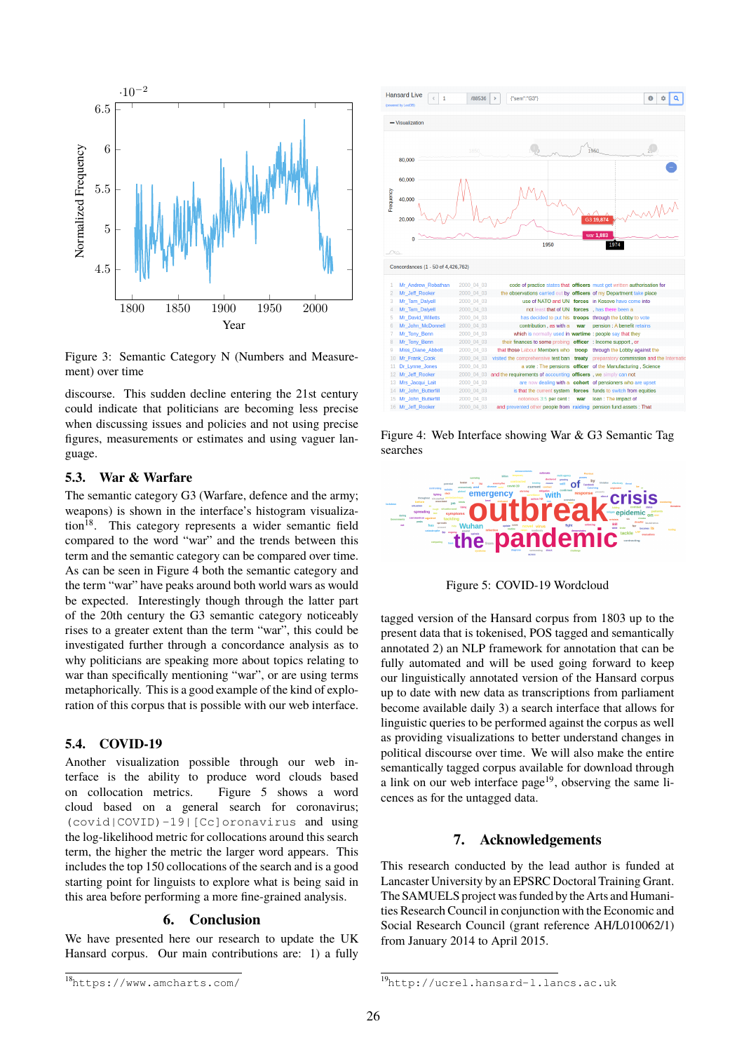Figure 3: Semantic Category N (Numbers and Measurement) over time

discourse. This sudden decline entering the 21st century could indicate that politicians are becoming less precise when discussing issues and policies and not using precise figures, measurements or estimates and using vaguer language.

### 5.3. War & Warfare

The semantic category G3 (Warfare, defence and the army; weapons) is shown in the interface's histogram visualization[18]. This category represents a wider semantic field compared to the word "war" and the trends between this term and the semantic category can be compared over time. As can be seen in Figure 4 both the semantic category and the term "war" have peaks around both world wars as would be expected. Interestingly though through the latter part of the 20th century the G3 semantic category noticeably rises to a greater extent than the term "war", this could be investigated further through a concordance analysis as to why politicians are speaking more about topics relating to war than specifically mentioning "war", or are using terms metaphorically. This is a good example of the kind of exploration of this corpus that is possible with our web interface.

### 5.4. COVID-19

Another visualization possible through our web interface is the ability to produce word clouds based on collocation metrics. Figure 5 shows a word cloud based on a general search for coronavirus; `(covid|COVID)-19|[Cc]oronavirus` and using the log-likelihood metric for collocations around this search term, the higher the metric the larger word appears. This includes the top 150 collocations of the search and is a good starting point for linguists to explore what is being said in this area before performing a more fine-grained analysis.

## 6. Conclusion

We have presented here our research to update the UK Hansard corpus. Our main contributions are: 1) a fully

Figure 4: Web Interface showing War & G3 Semantic Tag searches

Figure 5: COVID-19 Wordcloud

tagged version of the Hansard corpus from 1803 up to the present data that is tokenised, POS tagged and semantically annotated 2) an NLP framework for annotation that can be fully automated and will be used going forward to keep our linguistically annotated version of the Hansard corpus up to date with new data as transcriptions from parliament become available daily 3) a search interface that allows for linguistic queries to be performed against the corpus as well as providing visualizations to better understand changes in political discourse over time. We will also make the entire semantically tagged corpus available for download through a link on our web interface page[19], observing the same licences as for the untagged data.

## 7. Acknowledgements

This research conducted by the lead author is funded at Lancaster University by an EPSRC Doctoral Training Grant. The SAMUELS project was funded by the Arts and Humanities Research Council in conjunction with the Economic and Social Research Council (grant reference AH/L010062/1) from January 2014 to April 2015.

[18] https://www.amcharts.com/

[19] http://ucrel.hansard-1.lancs.ac.uk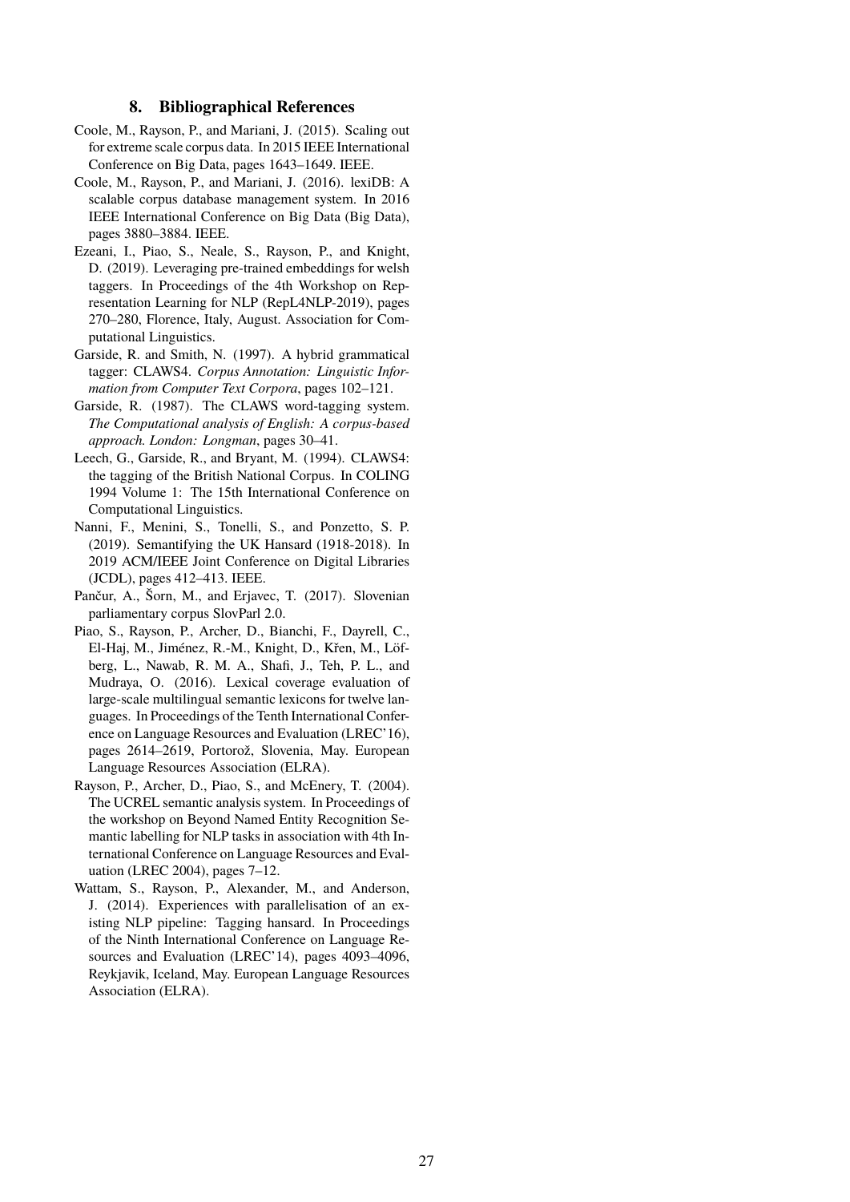## 8. Bibliographical References

Coole, M., Rayson, P., and Mariani, J. (2015). Scaling out for extreme scale corpus data. In 2015 IEEE International Conference on Big Data, pages 1643–1649. IEEE.

Coole, M., Rayson, P., and Mariani, J. (2016). lexiDB: A scalable corpus database management system. In 2016 IEEE International Conference on Big Data (Big Data), pages 3880–3884. IEEE.

Ezeani, I., Piao, S., Neale, S., Rayson, P., and Knight, D. (2019). Leveraging pre-trained embeddings for welsh taggers. In Proceedings of the 4th Workshop on Representation Learning for NLP (RepL4NLP-2019), pages 270–280, Florence, Italy, August. Association for Computational Linguistics.

Garside, R. and Smith, N. (1997). A hybrid grammatical tagger: CLAWS4. *Corpus Annotation: Linguistic Information from Computer Text Corpora*, pages 102–121.

Garside, R. (1987). The CLAWS word-tagging system. *The Computational analysis of English: A corpus-based approach. London: Longman*, pages 30–41.

Leech, G., Garside, R., and Bryant, M. (1994). CLAWS4: the tagging of the British National Corpus. In COLING 1994 Volume 1: The 15th International Conference on Computational Linguistics.

Nanni, F., Menini, S., Tonelli, S., and Ponzetto, S. P. (2019). Semantifying the UK Hansard (1918-2018). In 2019 ACM/IEEE Joint Conference on Digital Libraries (JCDL), pages 412–413. IEEE.

Pančur, A., Šorn, M., and Erjavec, T. (2017). Slovenian parliamentary corpus SlovParl 2.0.

Piao, S., Rayson, P., Archer, D., Bianchi, F., Dayrell, C., El-Haj, M., Jiménez, R.-M., Knight, D., Křen, M., Löfberg, L., Nawab, R. M. A., Shafi, J., Teh, P. L., and Mudraya, O. (2016). Lexical coverage evaluation of large-scale multilingual semantic lexicons for twelve languages. In Proceedings of the Tenth International Conference on Language Resources and Evaluation (LREC'16), pages 2614–2619, Portorož, Slovenia, May. European Language Resources Association (ELRA).

Rayson, P., Archer, D., Piao, S., and McEnery, T. (2004). The UCREL semantic analysis system. In Proceedings of the workshop on Beyond Named Entity Recognition Semantic labelling for NLP tasks in association with 4th International Conference on Language Resources and Evaluation (LREC 2004), pages 7–12.

Wattam, S., Rayson, P., Alexander, M., and Anderson, J. (2014). Experiences with parallelisation of an existing NLP pipeline: Tagging hansard. In Proceedings of the Ninth International Conference on Language Resources and Evaluation (LREC'14), pages 4093–4096, Reykjavik, Iceland, May. European Language Resources Association (ELRA).